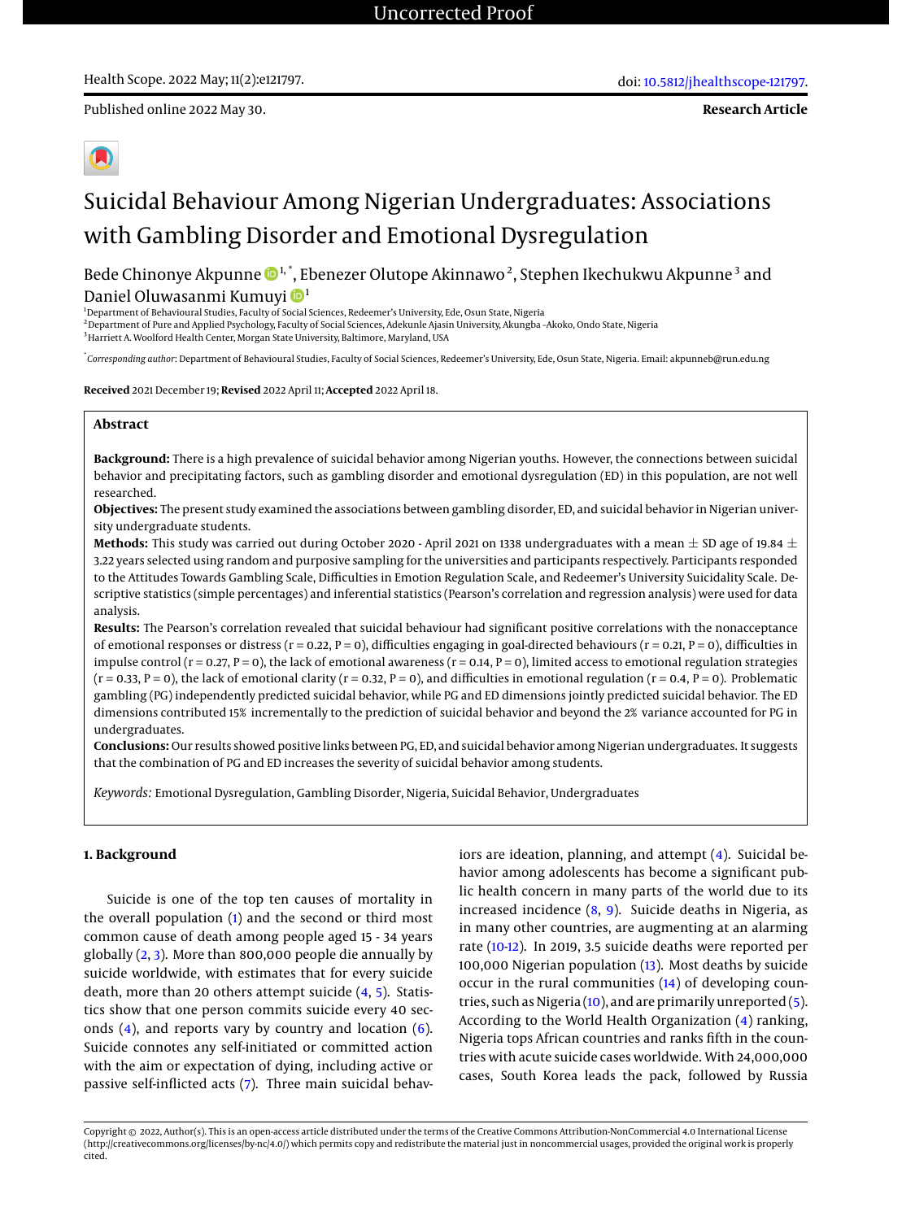Health Scope. 2022 May; 11(2):e121797.

doi: 10.5812/jhealthscope-121797.

Published online 2022 May 30.

**Research Article**

# Suicidal Behaviour Among Nigerian Undergraduates: Associations with Gambling Disorder and Emotional Dysregulation

Bede Chinonye Akpunne [1,*], Ebenezer Olutope Akinnawo [2], Stephen Ikechukwu Akpunne [3] and Daniel Oluwasanmi Kumuyi [1]

[1] Department of Behavioural Studies, Faculty of Social Sciences, Redeemer's University, Ede, Osun State, Nigeria
[2] Department of Pure and Applied Psychology, Faculty of Social Sciences, Adekunle Ajasin University, Akungba -Akoko, Ondo State, Nigeria
[3] Harriett A. Woolford Health Center, Morgan State University, Baltimore, Maryland, USA

[*] *Corresponding author*: Department of Behavioural Studies, Faculty of Social Sciences, Redeemer's University, Ede, Osun State, Nigeria. Email: akpunneb@run.edu.ng

**Received** 2021 December 19; **Revised** 2022 April 11; **Accepted** 2022 April 18.

## Abstract

**Background:** There is a high prevalence of suicidal behavior among Nigerian youths. However, the connections between suicidal behavior and precipitating factors, such as gambling disorder and emotional dysregulation (ED) in this population, are not well researched.

**Objectives:** The present study examined the associations between gambling disorder, ED, and suicidal behavior in Nigerian university undergraduate students.

**Methods:** This study was carried out during October 2020 - April 2021 on 1338 undergraduates with a mean $\pm$ SD age of 19.84 $\pm$ 3.22 years selected using random and purposive sampling for the universities and participants respectively. Participants responded to the Attitudes Towards Gambling Scale, Difficulties in Emotion Regulation Scale, and Redeemer's University Suicidality Scale. Descriptive statistics (simple percentages) and inferential statistics (Pearson's correlation and regression analysis) were used for data analysis.

**Results:** The Pearson's correlation revealed that suicidal behaviour had significant positive correlations with the nonacceptance of emotional responses or distress ($r = 0.22$, $P = 0$), difficulties engaging in goal-directed behaviours ($r = 0.21$, $P = 0$), difficulties in impulse control ($r = 0.27$, $P = 0$), the lack of emotional awareness ($r = 0.14$, $P = 0$), limited access to emotional regulation strategies ($r = 0.33$, $P = 0$), the lack of emotional clarity ($r = 0.32$, $P = 0$), and difficulties in emotional regulation ($r = 0.4$, $P = 0$). Problematic gambling (PG) independently predicted suicidal behavior, while PG and ED dimensions jointly predicted suicidal behavior. The ED dimensions contributed 15% incrementally to the prediction of suicidal behavior and beyond the 2% variance accounted for PG in undergraduates.

**Conclusions:** Our results showed positive links between PG, ED, and suicidal behavior among Nigerian undergraduates. It suggests that the combination of PG and ED increases the severity of suicidal behavior among students.

*Keywords:* Emotional Dysregulation, Gambling Disorder, Nigeria, Suicidal Behavior, Undergraduates

## 1. Background

Suicide is one of the top ten causes of mortality in the overall population (1) and the second or third most common cause of death among people aged 15 - 34 years globally (2, 3). More than 800,000 people die annually by suicide worldwide, with estimates that for every suicide death, more than 20 others attempt suicide (4, 5). Statistics show that one person commits suicide every 40 seconds (4), and reports vary by country and location (6). Suicide connotes any self-initiated or committed action with the aim or expectation of dying, including active or passive self-inflicted acts (7). Three main suicidal behaviors are ideation, planning, and attempt (4). Suicidal behavior among adolescents has become a significant public health concern in many parts of the world due to its increased incidence (8, 9). Suicide deaths in Nigeria, as in many other countries, are augmenting at an alarming rate (10-12). In 2019, 3.5 suicide deaths were reported per 100,000 Nigerian population (13). Most deaths by suicide occur in the rural communities (14) of developing countries, such as Nigeria (10), and are primarily unreported (5). According to the World Health Organization (4) ranking, Nigeria tops African countries and ranks fifth in the countries with acute suicide cases worldwide. With 24,000,000 cases, South Korea leads the pack, followed by Russia

Copyright © 2022, Author(s). This is an open-access article distributed under the terms of the Creative Commons Attribution-NonCommercial 4.0 International License (http://creativecommons.org/licenses/by-nc/4.0/) which permits copy and redistribute the material just in noncommercial usages, provided the original work is properly cited.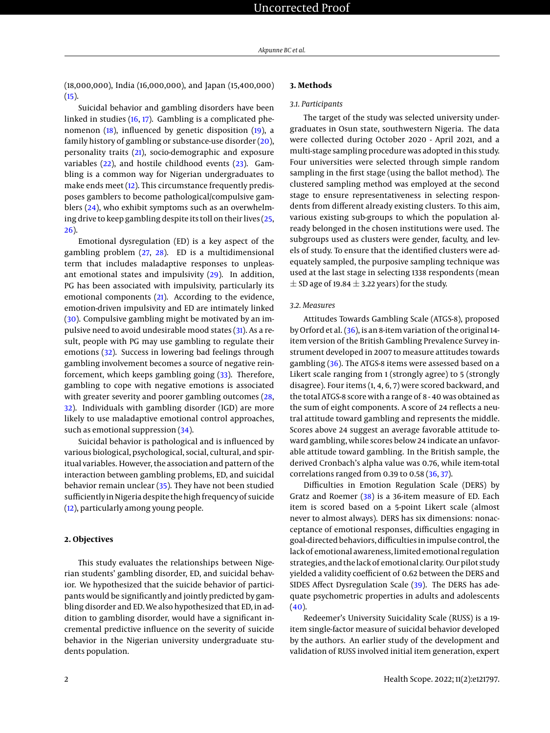(18,000,000), India (16,000,000), and Japan (15,400,000) (15).

Suicidal behavior and gambling disorders have been linked in studies (16, 17). Gambling is a complicated phenomenon (18), influenced by genetic disposition (19), a family history of gambling or substance-use disorder (20), personality traits (21), socio-demographic and exposure variables (22), and hostile childhood events (23). Gambling is a common way for Nigerian undergraduates to make ends meet (12). This circumstance frequently predisposes gamblers to become pathological/compulsive gamblers (24), who exhibit symptoms such as an overwhelming drive to keep gambling despite its toll on their lives (25, 26).

Emotional dysregulation (ED) is a key aspect of the gambling problem (27, 28). ED is a multidimensional term that includes maladaptive responses to unpleasant emotional states and impulsivity (29). In addition, PG has been associated with impulsivity, particularly its emotional components (21). According to the evidence, emotion-driven impulsivity and ED are intimately linked (30). Compulsive gambling might be motivated by an impulsive need to avoid undesirable mood states (31). As a result, people with PG may use gambling to regulate their emotions (32). Success in lowering bad feelings through gambling involvement becomes a source of negative reinforcement, which keeps gambling going (33). Therefore, gambling to cope with negative emotions is associated with greater severity and poorer gambling outcomes (28, 32). Individuals with gambling disorder (IGD) are more likely to use maladaptive emotional control approaches, such as emotional suppression (34).

Suicidal behavior is pathological and is influenced by various biological, psychological, social, cultural, and spiritual variables. However, the association and pattern of the interaction between gambling problems, ED, and suicidal behavior remain unclear (35). They have not been studied sufficiently in Nigeria despite the high frequency of suicide (12), particularly among young people.

## 2. Objectives

This study evaluates the relationships between Nigerian students' gambling disorder, ED, and suicidal behavior. We hypothesized that the suicide behavior of participants would be significantly and jointly predicted by gambling disorder and ED. We also hypothesized that ED, in addition to gambling disorder, would have a significant incremental predictive influence on the severity of suicide behavior in the Nigerian university undergraduate students population.

## 3. Methods

### 3.1. Participants

The target of the study was selected university undergraduates in Osun state, southwestern Nigeria. The data were collected during October 2020 - April 2021, and a multi-stage sampling procedure was adopted in this study. Four universities were selected through simple random sampling in the first stage (using the ballot method). The clustered sampling method was employed at the second stage to ensure representativeness in selecting respondents from different already existing clusters. To this aim, various existing sub-groups to which the population already belonged in the chosen institutions were used. The subgroups used as clusters were gender, faculty, and levels of study. To ensure that the identified clusters were adequately sampled, the purposive sampling technique was used at the last stage in selecting 1338 respondents (mean $\pm$ SD age of 19.84 $\pm$ 3.22 years) for the study.

### 3.2. Measures

Attitudes Towards Gambling Scale (ATGS-8), proposed by Orford et al. (36), is an 8-item variation of the original 14-item version of the British Gambling Prevalence Survey instrument developed in 2007 to measure attitudes towards gambling (36). The ATGS-8 items were assessed based on a Likert scale ranging from 1 (strongly agree) to 5 (strongly disagree). Four items (1, 4, 6, 7) were scored backward, and the total ATGS-8 score with a range of 8 - 40 was obtained as the sum of eight components. A score of 24 reflects a neutral attitude toward gambling and represents the middle. Scores above 24 suggest an average favorable attitude toward gambling, while scores below 24 indicate an unfavorable attitude toward gambling. In the British sample, the derived Cronbach's alpha value was 0.76, while item-total correlations ranged from 0.39 to 0.58 (36, 37).

Difficulties in Emotion Regulation Scale (DERS) by Gratz and Roemer (38) is a 36-item measure of ED. Each item is scored based on a 5-point Likert scale (almost never to almost always). DERS has six dimensions: nonacceptance of emotional responses, difficulties engaging in goal-directed behaviors, difficulties in impulse control, the lack of emotional awareness, limited emotional regulation strategies, and the lack of emotional clarity. Our pilot study yielded a validity coefficient of 0.62 between the DERS and SIDES Affect Dysregulation Scale (39). The DERS has adequate psychometric properties in adults and adolescents (40).

Redeemer's University Suicidality Scale (RUSS) is a 19-item single-factor measure of suicidal behavior developed by the authors. An earlier study of the development and validation of RUSS involved initial item generation, expert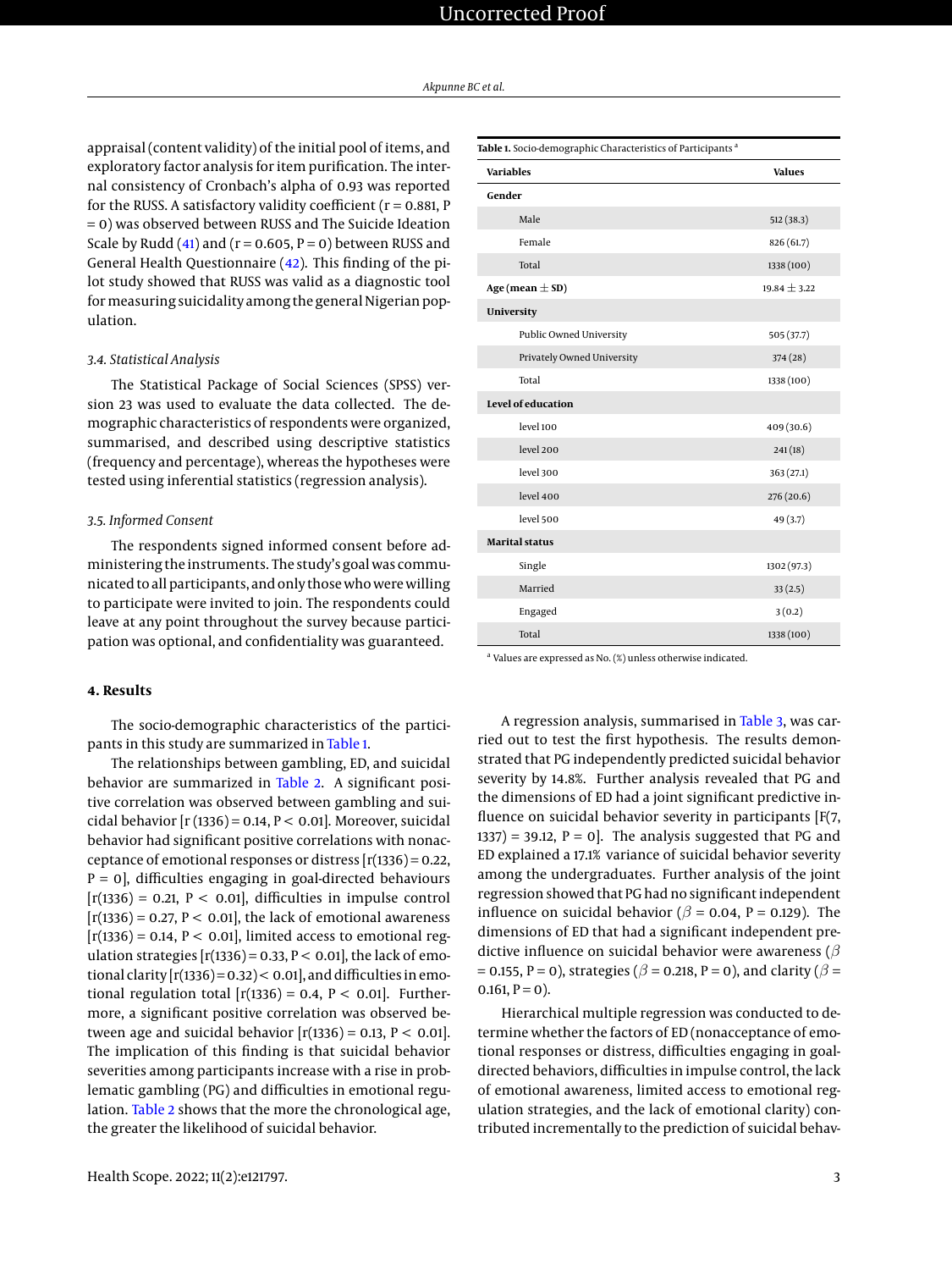appraisal (content validity) of the initial pool of items, and exploratory factor analysis for item purification. The internal consistency of Cronbach's alpha of 0.93 was reported for the RUSS. A satisfactory validity coefficient (r = 0.881, P = 0) was observed between RUSS and The Suicide Ideation Scale by Rudd (41) and (r = 0.605, P = 0) between RUSS and General Health Questionnaire (42). This finding of the pilot study showed that RUSS was valid as a diagnostic tool for measuring suicidality among the general Nigerian population.

### 3.4. Statistical Analysis

The Statistical Package of Social Sciences (SPSS) version 23 was used to evaluate the data collected. The demographic characteristics of respondents were organized, summarised, and described using descriptive statistics (frequency and percentage), whereas the hypotheses were tested using inferential statistics (regression analysis).

### 3.5. Informed Consent

The respondents signed informed consent before administering the instruments. The study's goal was communicated to all participants, and only those who were willing to participate were invited to join. The respondents could leave at any point throughout the survey because participation was optional, and confidentiality was guaranteed.

## 4. Results

The socio-demographic characteristics of the participants in this study are summarized in Table 1.

**Table 1.** Socio-demographic Characteristics of Participants [a]

| Variables | Values |
|---|---|
| **Gender** | |
| Male | 512 (38.3) |
| Female | 826 (61.7) |
| Total | 1338 (100) |
| **Age (mean ± SD)** | 19.84 ± 3.22 |
| **University** | |
| Public Owned University | 505 (37.7) |
| Privately Owned University | 374 (28) |
| Total | 1338 (100) |
| **Level of education** | |
| level 100 | 409 (30.6) |
| level 200 | 241 (18) |
| level 300 | 363 (27.1) |
| level 400 | 276 (20.6) |
| level 500 | 49 (3.7) |
| **Marital status** | |
| Single | 1302 (97.3) |
| Married | 33 (2.5) |
| Engaged | 3 (0.2) |
| Total | 1338 (100) |

[a] Values are expressed as No. (%) unless otherwise indicated.

The relationships between gambling, ED, and suicidal behavior are summarized in Table 2. A significant positive correlation was observed between gambling and suicidal behavior [r (1336) = 0.14, P < 0.01]. Moreover, suicidal behavior had significant positive correlations with nonacceptance of emotional responses or distress [r(1336) = 0.22, P = 0], difficulties engaging in goal-directed behaviours [r(1336) = 0.21, P < 0.01], difficulties in impulse control [r(1336) = 0.27, P < 0.01], the lack of emotional awareness [r(1336) = 0.14, P < 0.01], limited access to emotional regulation strategies [r(1336) = 0.33, P < 0.01], the lack of emotional clarity [r(1336) = 0.32) < 0.01], and difficulties in emotional regulation total [r(1336) = 0.4, P < 0.01]. Furthermore, a significant positive correlation was observed between age and suicidal behavior [r(1336) = 0.13, P < 0.01]. The implication of this finding is that suicidal behavior severities among participants increase with a rise in problematic gambling (PG) and difficulties in emotional regulation. Table 2 shows that the more the chronological age, the greater the likelihood of suicidal behavior.

A regression analysis, summarised in Table 3, was carried out to test the first hypothesis. The results demonstrated that PG independently predicted suicidal behavior severity by 14.8%. Further analysis revealed that PG and the dimensions of ED had a joint significant predictive influence on suicidal behavior severity in participants [F(7, 1337) = 39.12, P = 0]. The analysis suggested that PG and ED explained a 17.1% variance of suicidal behavior severity among the undergraduates. Further analysis of the joint regression showed that PG had no significant independent influence on suicidal behavior ($\beta$ = 0.04, P = 0.129). The dimensions of ED that had a significant independent predictive influence on suicidal behavior were awareness ($\beta$ = 0.155, P = 0), strategies ($\beta$ = 0.218, P = 0), and clarity ($\beta$ = 0.161, P = 0).

Hierarchical multiple regression was conducted to determine whether the factors of ED (nonacceptance of emotional responses or distress, difficulties engaging in goal-directed behaviors, difficulties in impulse control, the lack of emotional awareness, limited access to emotional regulation strategies, and the lack of emotional clarity) contributed incrementally to the prediction of suicidal behav-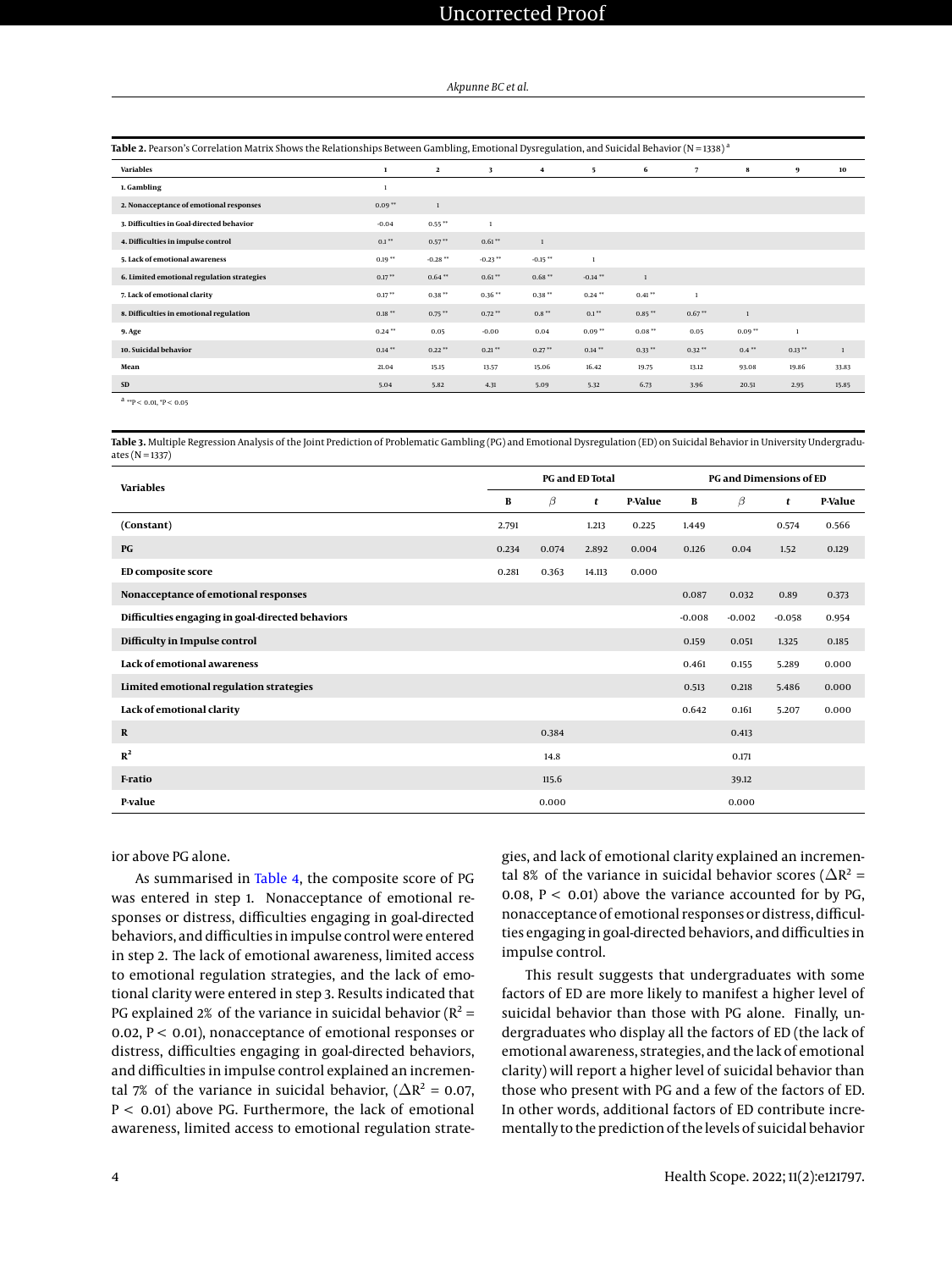**Table 2.** Pearson's Correlation Matrix Shows the Relationships Between Gambling, Emotional Dysregulation, and Suicidal Behavior (N = 1338) [a]

| Variables | 1 | 2 | 3 | 4 | 5 | 6 | 7 | 8 | 9 | 10 |
|---|---|---|---|---|---|---|---|---|---|---|
| 1. Gambling | 1 | | | | | | | | | |
| 2. Nonacceptance of emotional responses | 0.09 ** | 1 | | | | | | | | |
| 3. Difficulties in Goal-directed behavior | -0.04 | 0.55 ** | 1 | | | | | | | |
| 4. Difficulties in impulse control | 0.1 ** | 0.57 ** | 0.61 ** | 1 | | | | | | |
| 5. Lack of emotional awareness | 0.19 ** | -0.28 ** | -0.23 ** | -0.15 ** | 1 | | | | | |
| 6. Limited emotional regulation strategies | 0.17 ** | 0.64 ** | 0.61 ** | 0.68 ** | -0.14 ** | 1 | | | | |
| 7. Lack of emotional clarity | 0.17 ** | 0.38 ** | 0.36 ** | 0.38 ** | 0.24 ** | 0.41 ** | 1 | | | |
| 8. Difficulties in emotional regulation | 0.18 ** | 0.75 ** | 0.72 ** | 0.8 ** | 0.1 ** | 0.85 ** | 0.67 ** | 1 | | |
| 9. Age | 0.24 ** | 0.05 | -0.00 | 0.04 | 0.09 ** | 0.08 ** | 0.05 | 0.09 ** | 1 | |
| 10. Suicidal behavior | 0.14 ** | 0.22 ** | 0.21 ** | 0.27 ** | 0.14 ** | 0.33 ** | 0.32 ** | 0.4 ** | 0.13 ** | 1 |
| Mean | 21.04 | 15.15 | 13.57 | 15.06 | 16.42 | 19.75 | 13.12 | 93.08 | 19.86 | 33.83 |
| SD | 5.04 | 5.82 | 4.31 | 5.09 | 5.32 | 6.73 | 3.96 | 20.51 | 2.95 | 15.85 |

[a] **P < 0.01, *P < 0.05

**Table 3.** Multiple Regression Analysis of the Joint Prediction of Problematic Gambling (PG) and Emotional Dysregulation (ED) on Suicidal Behavior in University Undergraduates (N = 1337)

| Variables | PG and ED Total | | | | PG and Dimensions of ED | | | |
|---|---|---|---|---|---|---|---|---|
| | B | β | t | P-Value | B | β | t | P-Value |
| (Constant) | 2.791 | | 1.213 | 0.225 | 1.449 | | 0.574 | 0.566 |
| PG | 0.234 | 0.074 | 2.892 | 0.004 | 0.126 | 0.04 | 1.52 | 0.129 |
| ED composite score | 0.281 | 0.363 | 14.113 | 0.000 | | | | |
| Nonacceptance of emotional responses | | | | | 0.087 | 0.032 | 0.89 | 0.373 |
| Difficulties engaging in goal-directed behaviors | | | | | -0.008 | -0.002 | -0.058 | 0.954 |
| Difficulty in Impulse control | | | | | 0.159 | 0.051 | 1.325 | 0.185 |
| Lack of emotional awareness | | | | | 0.461 | 0.155 | 5.289 | 0.000 |
| Limited emotional regulation strategies | | | | | 0.513 | 0.218 | 5.486 | 0.000 |
| Lack of emotional clarity | | | | | 0.642 | 0.161 | 5.207 | 0.000 |
| R | | 0.384 | | | | 0.413 | | |
| $R^2$ | | 14.8 | | | | 0.171 | | |
| F-ratio | | 115.6 | | | | 39.12 | | |
| P-value | | 0.000 | | | | 0.000 | | |

ior above PG alone.

As summarised in Table 4, the composite score of PG was entered in step 1. Nonacceptance of emotional responses or distress, difficulties engaging in goal-directed behaviors, and difficulties in impulse control were entered in step 2. The lack of emotional awareness, limited access to emotional regulation strategies, and the lack of emotional clarity were entered in step 3. Results indicated that PG explained 2% of the variance in suicidal behavior ($R^2$ = 0.02, P < 0.01), nonacceptance of emotional responses or distress, difficulties engaging in goal-directed behaviors, and difficulties in impulse control explained an incremental 7% of the variance in suicidal behavior, ($\Delta R^2$ = 0.07, P < 0.01) above PG. Furthermore, the lack of emotional awareness, limited access to emotional regulation strategies, and lack of emotional clarity explained an incremental 8% of the variance in suicidal behavior scores ($\Delta R^2$ = 0.08, P < 0.01) above the variance accounted for by PG, nonacceptance of emotional responses or distress, difficulties engaging in goal-directed behaviors, and difficulties in impulse control.

This result suggests that undergraduates with some factors of ED are more likely to manifest a higher level of suicidal behavior than those with PG alone. Finally, undergraduates who display all the factors of ED (the lack of emotional awareness, strategies, and the lack of emotional clarity) will report a higher level of suicidal behavior than those who present with PG and a few of the factors of ED. In other words, additional factors of ED contribute incrementally to the prediction of the levels of suicidal behavior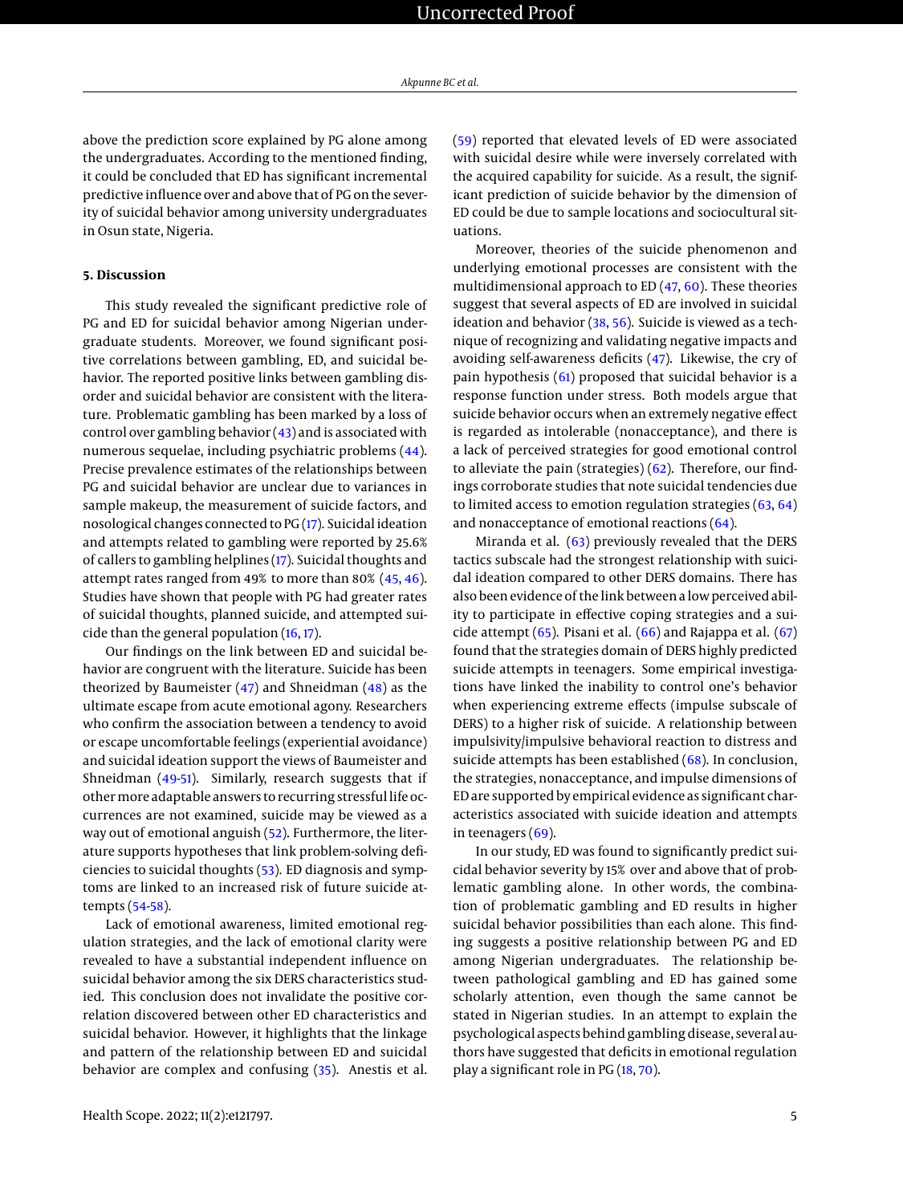above the prediction score explained by PG alone among the undergraduates. According to the mentioned finding, it could be concluded that ED has significant incremental predictive influence over and above that of PG on the severity of suicidal behavior among university undergraduates in Osun state, Nigeria.

## 5. Discussion

This study revealed the significant predictive role of PG and ED for suicidal behavior among Nigerian undergraduate students. Moreover, we found significant positive correlations between gambling, ED, and suicidal behavior. The reported positive links between gambling disorder and suicidal behavior are consistent with the literature. Problematic gambling has been marked by a loss of control over gambling behavior (43) and is associated with numerous sequelae, including psychiatric problems (44). Precise prevalence estimates of the relationships between PG and suicidal behavior are unclear due to variances in sample makeup, the measurement of suicide factors, and nosological changes connected to PG (17). Suicidal ideation and attempts related to gambling were reported by 25.6% of callers to gambling helplines (17). Suicidal thoughts and attempt rates ranged from 49% to more than 80% (45, 46). Studies have shown that people with PG had greater rates of suicidal thoughts, planned suicide, and attempted suicide than the general population (16, 17).

Our findings on the link between ED and suicidal behavior are congruent with the literature. Suicide has been theorized by Baumeister (47) and Shneidman (48) as the ultimate escape from acute emotional agony. Researchers who confirm the association between a tendency to avoid or escape uncomfortable feelings (experiential avoidance) and suicidal ideation support the views of Baumeister and Shneidman (49-51). Similarly, research suggests that if other more adaptable answers to recurring stressful life occurrences are not examined, suicide may be viewed as a way out of emotional anguish (52). Furthermore, the literature supports hypotheses that link problem-solving deficiencies to suicidal thoughts (53). ED diagnosis and symptoms are linked to an increased risk of future suicide attempts (54-58).

Lack of emotional awareness, limited emotional regulation strategies, and the lack of emotional clarity were revealed to have a substantial independent influence on suicidal behavior among the six DERS characteristics studied. This conclusion does not invalidate the positive correlation discovered between other ED characteristics and suicidal behavior. However, it highlights that the linkage and pattern of the relationship between ED and suicidal behavior are complex and confusing (35). Anestis et al. (59) reported that elevated levels of ED were associated with suicidal desire while were inversely correlated with the acquired capability for suicide. As a result, the significant prediction of suicide behavior by the dimension of ED could be due to sample locations and sociocultural situations.

Moreover, theories of the suicide phenomenon and underlying emotional processes are consistent with the multidimensional approach to ED (47, 60). These theories suggest that several aspects of ED are involved in suicidal ideation and behavior (38, 56). Suicide is viewed as a technique of recognizing and validating negative impacts and avoiding self-awareness deficits (47). Likewise, the cry of pain hypothesis (61) proposed that suicidal behavior is a response function under stress. Both models argue that suicide behavior occurs when an extremely negative effect is regarded as intolerable (nonacceptance), and there is a lack of perceived strategies for good emotional control to alleviate the pain (strategies) (62). Therefore, our findings corroborate studies that note suicidal tendencies due to limited access to emotion regulation strategies (63, 64) and nonacceptance of emotional reactions (64).

Miranda et al. (63) previously revealed that the DERS tactics subscale had the strongest relationship with suicidal ideation compared to other DERS domains. There has also been evidence of the link between a low perceived ability to participate in effective coping strategies and a suicide attempt (65). Pisani et al. (66) and Rajappa et al. (67) found that the strategies domain of DERS highly predicted suicide attempts in teenagers. Some empirical investigations have linked the inability to control one's behavior when experiencing extreme effects (impulse subscale of DERS) to a higher risk of suicide. A relationship between impulsivity/impulsive behavioral reaction to distress and suicide attempts has been established (68). In conclusion, the strategies, nonacceptance, and impulse dimensions of ED are supported by empirical evidence as significant characteristics associated with suicide ideation and attempts in teenagers (69).

In our study, ED was found to significantly predict suicidal behavior severity by 15% over and above that of problematic gambling alone. In other words, the combination of problematic gambling and ED results in higher suicidal behavior possibilities than each alone. This finding suggests a positive relationship between PG and ED among Nigerian undergraduates. The relationship between pathological gambling and ED has gained some scholarly attention, even though the same cannot be stated in Nigerian studies. In an attempt to explain the psychological aspects behind gambling disease, several authors have suggested that deficits in emotional regulation play a significant role in PG (18, 70).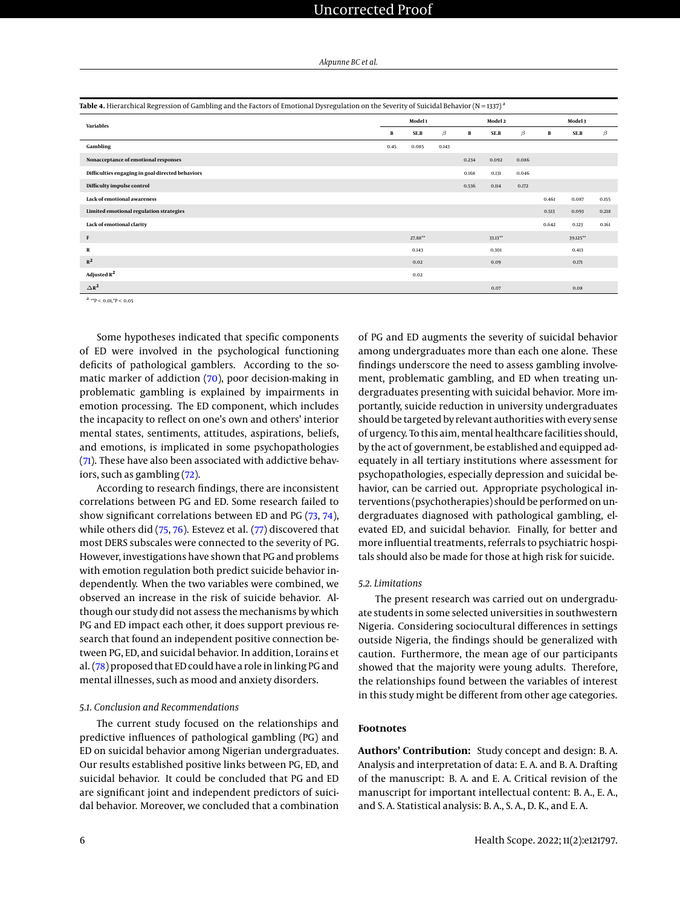**Table 4.** Hierarchical Regression of Gambling and the Factors of Emotional Dysregulation on the Severity of Suicidal Behavior (N = 1337) [a]

| Variables | Model 1 | | | Model 2 | | | Model 3 | | |
|---|---|---|---|---|---|---|---|---|---|
| | B | SE.B | β | B | SE.B | β | B | SE.B | β |
| Gambling | 0.45 | 0.085 | 0.143 | | | | | | |
| Nonacceptance of emotional responses | | | | 0.234 | 0.092 | 0.086 | | | |
| Difficulties engaging in goal-directed behaviors | | | | 0.168 | 0.131 | 0.046 | | | |
| Difficulty impulse control | | | | 0.536 | 0.114 | 0.172 | | | |
| Lack of emotional awareness | | | | | | | 0.461 | 0.087 | 0.155 |
| Limited emotional regulation strategies | | | | | | | 0.513 | 0.093 | 0.218 |
| Lack of emotional clarity | | | | | | | 0.642 | 0.123 | 0.161 |
| F | | 27.88** | | | 33.13** | | | 39.125** | |
| R | | 0.143 | | | 0.301 | | | 0.413 | |
| $R^2$ | | 0.02 | | | 0.09 | | | 0.171 | |
| Adjusted $R^2$ | | 0.02 | | | | | | | |
| $\Delta R^2$ | | | | | 0.07 | | | 0.08 | |

[a] ** $P < 0.01$, * $P < 0.05$

Some hypotheses indicated that specific components of ED were involved in the psychological functioning deficits of pathological gamblers. According to the somatic marker of addiction (70), poor decision-making in problematic gambling is explained by impairments in emotion processing. The ED component, which includes the incapacity to reflect on one's own and others' interior mental states, sentiments, attitudes, aspirations, beliefs, and emotions, is implicated in some psychopathologies (71). These have also been associated with addictive behaviors, such as gambling (72).

According to research findings, there are inconsistent correlations between PG and ED. Some research failed to show significant correlations between ED and PG (73, 74), while others did (75, 76). Estevez et al. (77) discovered that most DERS subscales were connected to the severity of PG. However, investigations have shown that PG and problems with emotion regulation both predict suicide behavior independently. When the two variables were combined, we observed an increase in the risk of suicide behavior. Although our study did not assess the mechanisms by which PG and ED impact each other, it does support previous research that found an independent positive connection between PG, ED, and suicidal behavior. In addition, Lorains et al. (78) proposed that ED could have a role in linking PG and mental illnesses, such as mood and anxiety disorders.

### 5.1. Conclusion and Recommendations

The current study focused on the relationships and predictive influences of pathological gambling (PG) and ED on suicidal behavior among Nigerian undergraduates. Our results established positive links between PG, ED, and suicidal behavior. It could be concluded that PG and ED are significant joint and independent predictors of suicidal behavior. Moreover, we concluded that a combination of PG and ED augments the severity of suicidal behavior among undergraduates more than each one alone. These findings underscore the need to assess gambling involvement, problematic gambling, and ED when treating undergraduates presenting with suicidal behavior. More importantly, suicide reduction in university undergraduates should be targeted by relevant authorities with every sense of urgency. To this aim, mental healthcare facilities should, by the act of government, be established and equipped adequately in all tertiary institutions where assessment for psychopathologies, especially depression and suicidal behavior, can be carried out. Appropriate psychological interventions (psychotherapies) should be performed on undergraduates diagnosed with pathological gambling, elevated ED, and suicidal behavior. Finally, for better and more influential treatments, referrals to psychiatric hospitals should also be made for those at high risk for suicide.

### 5.2. Limitations

The present research was carried out on undergraduate students in some selected universities in southwestern Nigeria. Considering sociocultural differences in settings outside Nigeria, the findings should be generalized with caution. Furthermore, the mean age of our participants showed that the majority were young adults. Therefore, the relationships found between the variables of interest in this study might be different from other age categories.

## Footnotes

**Authors' Contribution:** Study concept and design: B. A. Analysis and interpretation of data: E. A. and B. A. Drafting of the manuscript: B. A. and E. A. Critical revision of the manuscript for important intellectual content: B. A., E. A., and S. A. Statistical analysis: B. A., S. A., D. K., and E. A.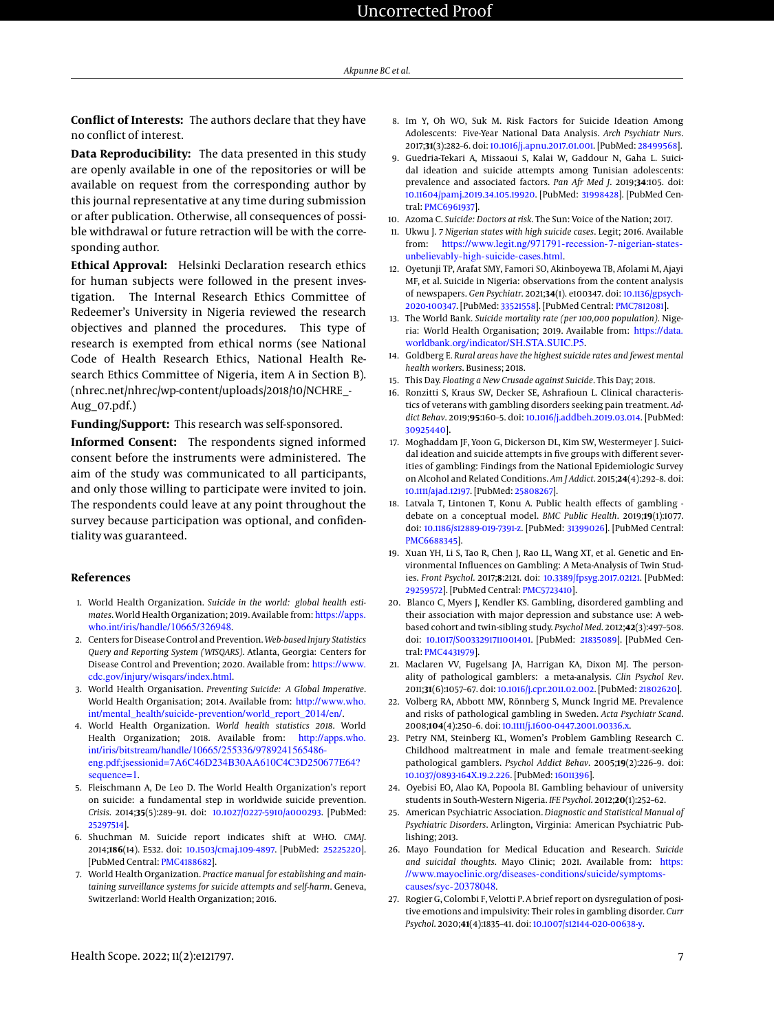**Conflict of Interests:** The authors declare that they have no conflict of interest.

**Data Reproducibility:** The data presented in this study are openly available in one of the repositories or will be available on request from the corresponding author by this journal representative at any time during submission or after publication. Otherwise, all consequences of possible withdrawal or future retraction will be with the corresponding author.

**Ethical Approval:** Helsinki Declaration research ethics for human subjects were followed in the present investigation. The Internal Research Ethics Committee of Redeemer's University in Nigeria reviewed the research objectives and planned the procedures. This type of research is exempted from ethical norms (see National Code of Health Research Ethics, National Health Research Ethics Committee of Nigeria, item A in Section B). (nhrec.net/nhrec/wp-content/uploads/2018/10/NCHRE_-Aug_07.pdf.)

**Funding/Support:** This research was self-sponsored.

**Informed Consent:** The respondents signed informed consent before the instruments were administered. The aim of the study was communicated to all participants, and only those willing to participate were invited to join. The respondents could leave at any point throughout the survey because participation was optional, and confidentiality was guaranteed.

## References

1. World Health Organization. *Suicide in the world: global health estimates*. World Health Organization; 2019. Available from: https://apps.who.int/iris/handle/10665/326948.
2. Centers for Disease Control and Prevention. *Web-based Injury Statistics Query and Reporting System (WISQARS)*. Atlanta, Georgia: Centers for Disease Control and Prevention; 2020. Available from: https://www.cdc.gov/injury/wisqars/index.html.
3. World Health Organisation. *Preventing Suicide: A Global Imperative*. World Health Organisation; 2014. Available from: http://www.who.int/mental_health/suicide-prevention/world_report_2014/en/.
4. World Health Organization. *World health statistics 2018*. World Health Organization; 2018. Available from: http://apps.who.int/iris/bitstream/handle/10665/255336/9789241565486-eng.pdf;jsessionid=7A6C46D234B30AA610C4C3D250677E64?sequence=1.
5. Fleischmann A, De Leo D. The World Health Organization's report on suicide: a fundamental step in worldwide suicide prevention. *Crisis*. 2014;**35**(5):289–91. doi: 10.1027/0227-5910/a000293. [PubMed: 25297514].
6. Shuchman M. Suicide report indicates shift at WHO. *CMAJ*. 2014;**186**(14). E532. doi: 10.1503/cmaj.109-4897. [PubMed: 25225220]. [PubMed Central: PMC4188682].
7. World Health Organization. *Practice manual for establishing and maintaining surveillance systems for suicide attempts and self-harm*. Geneva, Switzerland: World Health Organization; 2016.
8. Im Y, Oh WO, Suk M. Risk Factors for Suicide Ideation Among Adolescents: Five-Year National Data Analysis. *Arch Psychiatr Nurs*. 2017;**31**(3):282–6. doi: 10.1016/j.apnu.2017.01.001. [PubMed: 28499568].
9. Guedria-Tekari A, Missaoui S, Kalai W, Gaddour N, Gaha L. Suicidal ideation and suicide attempts among Tunisian adolescents: prevalence and associated factors. *Pan Afr Med J*. 2019;**34**:105. doi: 10.11604/pamj.2019.34.105.19920. [PubMed: 31998428]. [PubMed Central: PMC6961937].
10. Azoma C. *Suicide: Doctors at risk*. The Sun: Voice of the Nation; 2017.
11. Ukwu J. *7 Nigerian states with high suicide cases*. Legit; 2016. Available from: https://www.legit.ng/971791-recession-7-nigerian-states-unbelievably-high-suicide-cases.html.
12. Oyetunji TP, Arafat SMY, Famori SO, Akinboyewa TB, Afolami M, Ajayi MF, et al. Suicide in Nigeria: observations from the content analysis of newspapers. *Gen Psychiatr*. 2021;**34**(1). e100347. doi: 10.1136/gpsych-2020-100347. [PubMed: 33521558]. [PubMed Central: PMC7812081].
13. The World Bank. *Suicide mortality rate (per 100,000 population)*. Nigeria: World Health Organisation; 2019. Available from: https://data.worldbank.org/indicator/SH.STA.SUIC.P5.
14. Goldberg E. *Rural areas have the highest suicide rates and fewest mental health workers*. Business; 2018.
15. This Day. *Floating a New Crusade against Suicide*. This Day; 2018.
16. Ronzitti S, Kraus SW, Decker SE, Ashrafioun L. Clinical characteristics of veterans with gambling disorders seeking pain treatment. *Addict Behav*. 2019;**95**:160–5. doi: 10.1016/j.addbeh.2019.03.014. [PubMed: 30925440].
17. Moghaddam JF, Yoon G, Dickerson DL, Kim SW, Westermeyer J. Suicidal ideation and suicide attempts in five groups with different severities of gambling: Findings from the National Epidemiologic Survey on Alcohol and Related Conditions. *Am J Addict*. 2015;**24**(4):292–8. doi: 10.1111/ajad.12197. [PubMed: 25808267].
18. Latvala T, Lintonen T, Konu A. Public health effects of gambling - debate on a conceptual model. *BMC Public Health*. 2019;**19**(1):1077. doi: 10.1186/s12889-019-7391-z. [PubMed: 31399026]. [PubMed Central: PMC6688345].
19. Xuan YH, Li S, Tao R, Chen J, Rao LL, Wang XT, et al. Genetic and Environmental Influences on Gambling: A Meta-Analysis of Twin Studies. *Front Psychol*. 2017;**8**:2121. doi: 10.3389/fpsyg.2017.02121. [PubMed: 29259572]. [PubMed Central: PMC5723410].
20. Blanco C, Myers J, Kendler KS. Gambling, disordered gambling and their association with major depression and substance use: A web-based cohort and twin-sibling study. *Psychol Med*. 2012;**42**(3):497–508. doi: 10.1017/S0033291711001401. [PubMed: 21835089]. [PubMed Central: PMC4431979].
21. Maclaren VV, Fugelsang JA, Harrigan KA, Dixon MJ. The personality of pathological gamblers: a meta-analysis. *Clin Psychol Rev*. 2011;**31**(6):1057–67. doi: 10.1016/j.cpr.2011.02.002. [PubMed: 21802620].
22. Volberg RA, Abbott MW, Rönnberg S, Munck Ingrid ME. Prevalence and risks of pathological gambling in Sweden. *Acta Psychiatr Scand*. 2008;**104**(4):250–6. doi: 10.1111/j.1600-0447.2001.00336.x.
23. Petry NM, Steinberg KL, Women's Problem Gambling Research C. Childhood maltreatment in male and female treatment-seeking pathological gamblers. *Psychol Addict Behav*. 2005;**19**(2):226–9. doi: 10.1037/0893-164X.19.2.226. [PubMed: 16011396].
24. Oyebisi EO, Alao KA, Popoola BI. Gambling behaviour of university students in South-Western Nigeria. *IFE Psychol*. 2012;**20**(1):252–62.
25. American Psychiatric Association. *Diagnostic and Statistical Manual of Psychiatric Disorders*. Arlington, Virginia: American Psychiatric Publishing; 2013.
26. Mayo Foundation for Medical Education and Research. *Suicide and suicidal thoughts*. Mayo Clinic; 2021. Available from: https://www.mayoclinic.org/diseases-conditions/suicide/symptoms-causes/syc-20378048.
27. Rogier G, Colombi F, Velotti P. A brief report on dysregulation of positive emotions and impulsivity: Their roles in gambling disorder. *Curr Psychol*. 2020;**41**(4):1835–41. doi: 10.1007/s12144-020-00638-y.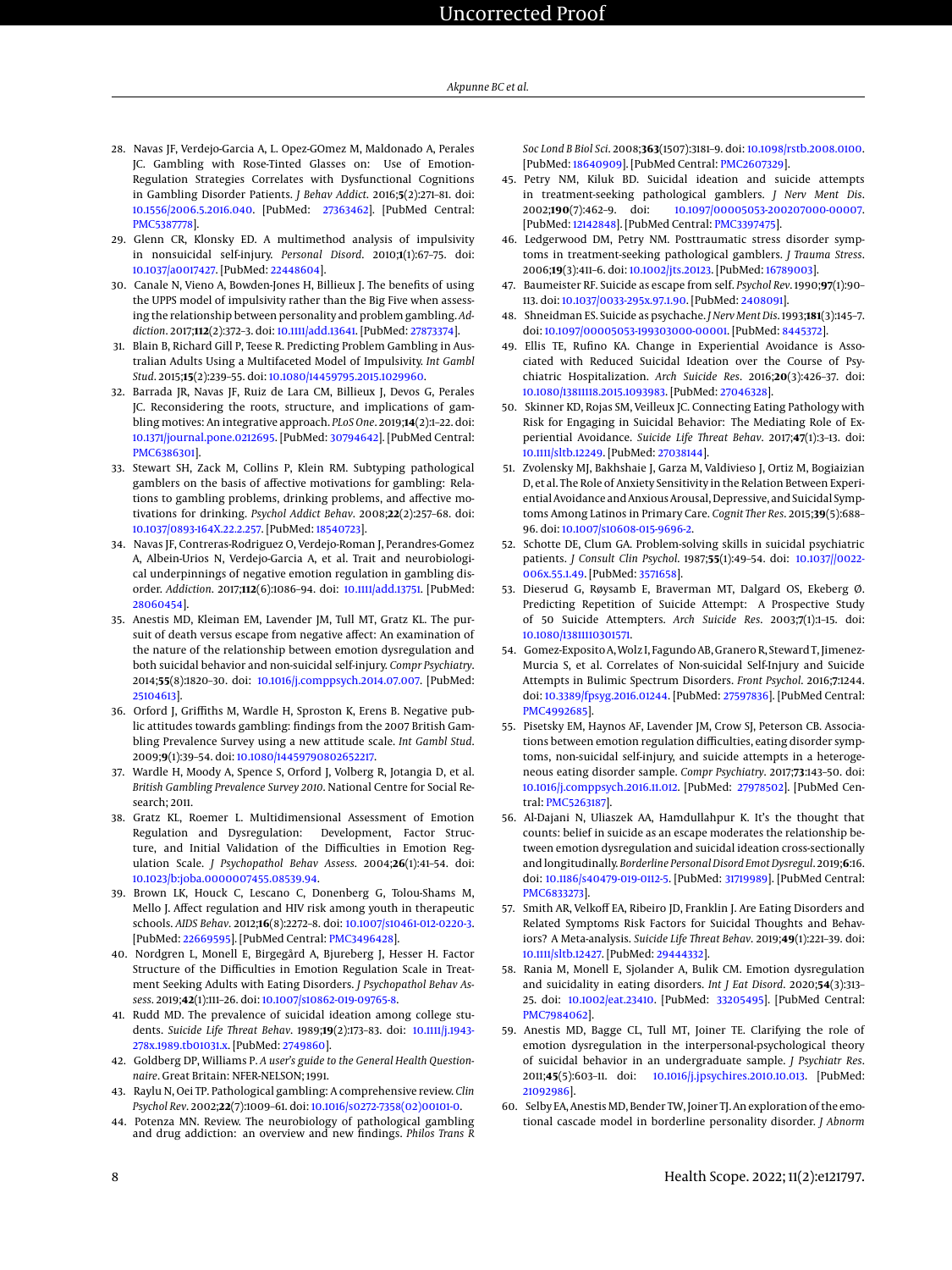28. Navas JF, Verdejo-Garcia A, L. Opez-GOmez M, Maldonado A, Perales JC. Gambling with Rose-Tinted Glasses on: Use of Emotion-Regulation Strategies Correlates with Dysfunctional Cognitions in Gambling Disorder Patients. *J Behav Addict*. 2016;**5**(2):271–81. doi: 10.1556/2006.5.2016.040. [PubMed: 27363462]. [PubMed Central: PMC5387778].
29. Glenn CR, Klonsky ED. A multimethod analysis of impulsivity in nonsuicidal self-injury. *Personal Disord*. 2010;**1**(1):67–75. doi: 10.1037/a0017427. [PubMed: 22448604].
30. Canale N, Vieno A, Bowden-Jones H, Billieux J. The benefits of using the UPPS model of impulsivity rather than the Big Five when assessing the relationship between personality and problem gambling. *Addiction*. 2017;**112**(2):372–3. doi: 10.1111/add.13641. [PubMed: 27873374].
31. Blain B, Richard Gill P, Teese R. Predicting Problem Gambling in Australian Adults Using a Multifaceted Model of Impulsivity. *Int J Gambl Stud*. 2015;**15**(2):239–55. doi: 10.1080/14459795.2015.1029960.
32. Barrada JR, Navas JF, Ruiz de Lara CM, Billieux J, Devos G, Perales JC. Reconsidering the roots, structure, and implications of gambling motives: An integrative approach. *PLoS One*. 2019;**14**(2):1–22. doi: 10.1371/journal.pone.0212695. [PubMed: 30794642]. [PubMed Central: PMC6386301].
33. Stewart SH, Zack M, Collins P, Klein RM. Subtyping pathological gamblers on the basis of affective motivations for gambling: Relations to gambling problems, drinking problems, and affective motivations for drinking. *Psychol Addict Behav*. 2008;**22**(2):257–68. doi: 10.1037/0893-164X.22.2.257. [PubMed: 18540723].
34. Navas JF, Contreras-Rodriguez O, Verdejo-Roman J, Perandres-Gomez A, Albein-Urios N, Verdejo-Garcia A, et al. Trait and neurobiological underpinnings of negative emotion regulation in gambling disorder. *Addiction*. 2017;**112**(6):1086–94. doi: 10.1111/add.13751. [PubMed: 28060454].
35. Anestis MD, Kleiman EM, Lavender JM, Tull MT, Gratz KL. The pursuit of death versus escape from negative affect: An examination of the nature of the relationship between emotion dysregulation and both suicidal behavior and non-suicidal self-injury. *Compr Psychiatry*. 2014;**55**(8):1820–30. doi: 10.1016/j.comppsych.2014.07.007. [PubMed: 25104613].
36. Orford J, Griffiths M, Wardle H, Sproston K, Erens B. Negative public attitudes towards gambling: findings from the 2007 British Gambling Prevalence Survey using a new attitude scale. *Int Gambl Stud*. 2009;**9**(1):39–54. doi: 10.1080/14459790802652217.
37. Wardle H, Moody A, Spence S, Orford J, Volberg R, Jotangia D, et al. *British Gambling Prevalence Survey 2010*. National Centre for Social Research; 2011.
38. Gratz KL, Roemer L. Multidimensional Assessment of Emotion Regulation and Dysregulation: Development, Factor Structure, and Initial Validation of the Difficulties in Emotion Regulation Scale. *J Psychopathol Behav Assess*. 2004;**26**(1):41–54. doi: 10.1023/b:joba.0000007455.08539.94.
39. Brown LK, Houck C, Lescano C, Donenberg G, Tolou-Shams M, Mello J. Affect regulation and HIV risk among youth in therapeutic schools. *AIDS Behav*. 2012;**16**(8):2272–8. doi: 10.1007/s10461-012-0220-3. [PubMed: 22669595]. [PubMed Central: PMC3496428].
40. Nordgren L, Monell E, Birgegård A, Bjureberg J, Hesser H. Factor Structure of the Difficulties in Emotion Regulation Scale in Treatment Seeking Adults with Eating Disorders. *J Psychopathol Behav Assess*. 2019;**42**(1):111–26. doi: 10.1007/s10862-019-09765-8.
41. Rudd MD. The prevalence of suicidal ideation among college students. *Suicide Life Threat Behav*. 1989;**19**(2):173–83. doi: 10.1111/j.1943-278x.1989.tb01031.x. [PubMed: 2749860].
42. Goldberg DP, Williams P. *A user's guide to the General Health Questionnaire*. Great Britain: NFER-NELSON; 1991.
43. Raylu N, Oei TP. Pathological gambling: A comprehensive review. *Clin Psychol Rev*. 2002;**22**(7):1009–61. doi: 10.1016/s0272-7358(02)00101-0.
44. Potenza MN. Review. The neurobiology of pathological gambling and drug addiction: an overview and new findings. *Philos Trans R Soc Lond B Biol Sci*. 2008;**363**(1507):3181–9. doi: 10.1098/rstb.2008.0100. [PubMed: 18640909]. [PubMed Central: PMC2607329].
45. Petry NM, Kiluk BD. Suicidal ideation and suicide attempts in treatment-seeking pathological gamblers. *J Nerv Ment Dis*. 2002;**190**(7):462–9. doi: 10.1097/00005053-200207000-00007. [PubMed: 12142848]. [PubMed Central: PMC3397475].
46. Ledgerwood DM, Petry NM. Posttraumatic stress disorder symptoms in treatment-seeking pathological gamblers. *J Trauma Stress*. 2006;**19**(3):411–6. doi: 10.1002/jts.20123. [PubMed: 16789003].
47. Baumeister RF. Suicide as escape from self. *Psychol Rev*. 1990;**97**(1):90–113. doi: 10.1037/0033-295x.97.1.90. [PubMed: 2408091].
48. Shneidman ES. Suicide as psychache. *J Nerv Ment Dis*. 1993;**181**(3):145–7. doi: 10.1097/00005053-199303000-00001. [PubMed: 8445372].
49. Ellis TE, Rufino KA. Change in Experiential Avoidance is Associated with Reduced Suicidal Ideation over the Course of Psychiatric Hospitalization. *Arch Suicide Res*. 2016;**20**(3):426–37. doi: 10.1080/13811118.2015.1093983. [PubMed: 27046328].
50. Skinner KD, Rojas SM, Veilleux JC. Connecting Eating Pathology with Risk for Engaging in Suicidal Behavior: The Mediating Role of Experiential Avoidance. *Suicide Life Threat Behav*. 2017;**47**(1):3–13. doi: 10.1111/sltb.12249. [PubMed: 27038144].
51. Zvolensky MJ, Bakhshaie J, Garza M, Valdivieso J, Ortiz M, Bogiaizian D, et al. The Role of Anxiety Sensitivity in the Relation Between Experiential Avoidance and Anxious Arousal, Depressive, and Suicidal Symptoms Among Latinos in Primary Care. *Cognit Ther Res*. 2015;**39**(5):688–96. doi: 10.1007/s10608-015-9696-2.
52. Schotte DE, Clum GA. Problem-solving skills in suicidal psychiatric patients. *J Consult Clin Psychol*. 1987;**55**(1):49–54. doi: 10.1037//0022-006x.55.1.49. [PubMed: 3571658].
53. Dieserud G, Røysamb E, Braverman MT, Dalgard OS, Ekeberg Ø. Predicting Repetition of Suicide Attempt: A Prospective Study of 50 Suicide Attempters. *Arch Suicide Res*. 2003;**7**(1):1–15. doi: 10.1080/13811110301571.
54. Gomez-Exposito A, Wolz I, Fagundo AB, Granero R, Steward T, Jimenez-Murcia S, et al. Correlates of Non-suicidal Self-Injury and Suicide Attempts in Bulimic Spectrum Disorders. *Front Psychol*. 2016;**7**:1244. doi: 10.3389/fpsyg.2016.01244. [PubMed: 27597836]. [PubMed Central: PMC4992685].
55. Pisetsky EM, Haynos AF, Lavender JM, Crow SJ, Peterson CB. Associations between emotion regulation difficulties, eating disorder symptoms, non-suicidal self-injury, and suicide attempts in a heterogeneous eating disorder sample. *Compr Psychiatry*. 2017;**73**:143–50. doi: 10.1016/j.comppsych.2016.11.012. [PubMed: 27978502]. [PubMed Central: PMC5263187].
56. Al-Dajani N, Uliaszek AA, Hamdullahpur K. It's the thought that counts: belief in suicide as an escape moderates the relationship between emotion dysregulation and suicidal ideation cross-sectionally and longitudinally. *Borderline Personal Disord Emot Dysregul*. 2019;**6**:16. doi: 10.1186/s40479-019-0112-5. [PubMed: 31719989]. [PubMed Central: PMC6833273].
57. Smith AR, Velkoff EA, Ribeiro JD, Franklin J. Are Eating Disorders and Related Symptoms Risk Factors for Suicidal Thoughts and Behaviors? A Meta-analysis. *Suicide Life Threat Behav*. 2019;**49**(1):221–39. doi: 10.1111/sltb.12427. [PubMed: 29444332].
58. Rania M, Monell E, Sjolander A, Bulik CM. Emotion dysregulation and suicidality in eating disorders. *Int J Eat Disord*. 2020;**54**(3):313–25. doi: 10.1002/eat.23410. [PubMed: 33205495]. [PubMed Central: PMC7984062].
59. Anestis MD, Bagge CL, Tull MT, Joiner TE. Clarifying the role of emotion dysregulation in the interpersonal-psychological theory of suicidal behavior in an undergraduate sample. *J Psychiatr Res*. 2011;**45**(5):603–11. doi: 10.1016/j.jpsychires.2010.10.013. [PubMed: 21092986].
60. Selby EA, Anestis MD, Bender TW, Joiner TJ. An exploration of the emotional cascade model in borderline personality disorder. *J Abnorm*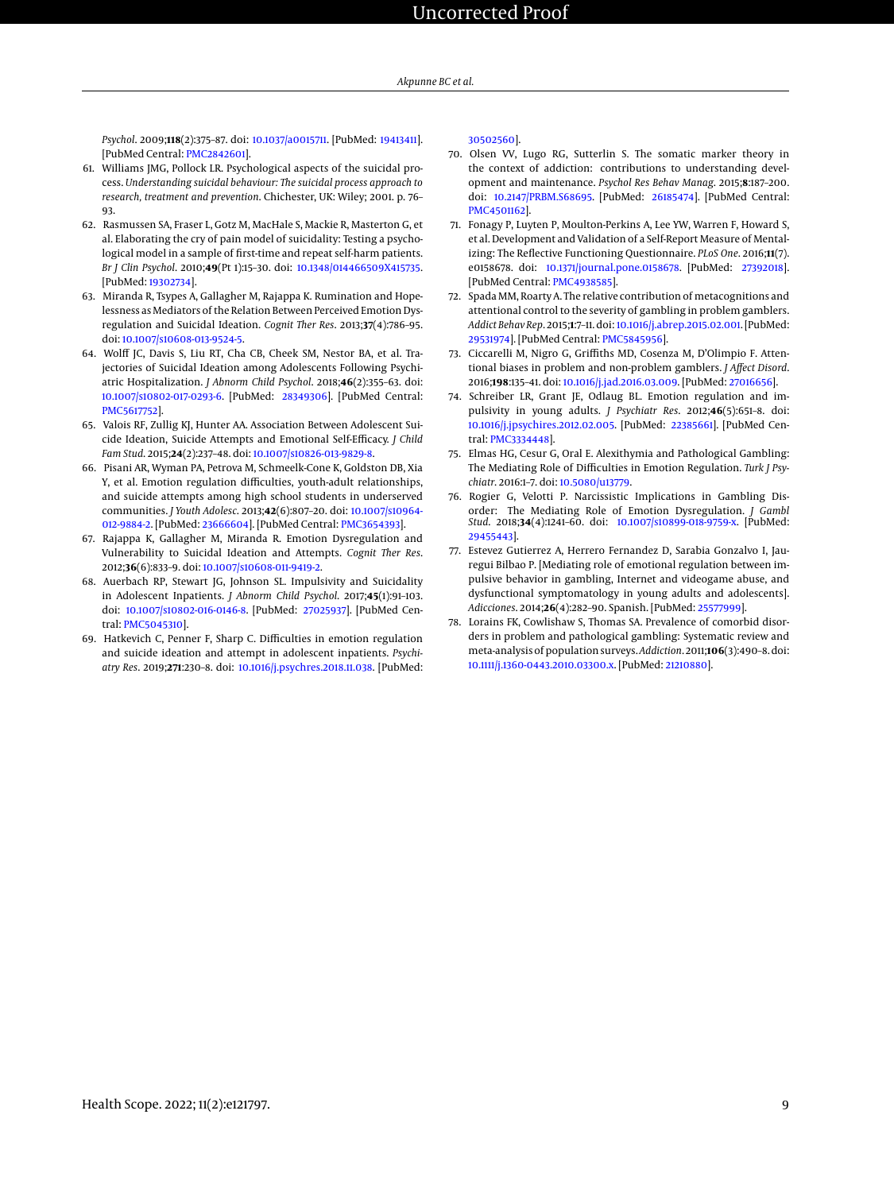*Psychol*. 2009;**118**(2):375–87. doi: 10.1037/a0015711. [PubMed: 19413411]. [PubMed Central: PMC2842601].

61. Williams JMG, Pollock LR. Psychological aspects of the suicidal process. *Understanding suicidal behaviour: The suicidal process approach to research, treatment and prevention*. Chichester, UK: Wiley; 2001. p. 76–93.
62. Rasmussen SA, Fraser L, Gotz M, MacHale S, Mackie R, Masterton G, et al. Elaborating the cry of pain model of suicidality: Testing a psychological model in a sample of first-time and repeat self-harm patients. *Br J Clin Psychol*. 2010;**49**(Pt 1):15–30. doi: 10.1348/014466509X415735. [PubMed: 19302734].
63. Miranda R, Tsypes A, Gallagher M, Rajappa K. Rumination and Hopelessness as Mediators of the Relation Between Perceived Emotion Dysregulation and Suicidal Ideation. *Cognit Ther Res*. 2013;**37**(4):786–95. doi: 10.1007/s10608-013-9524-5.
64. Wolff JC, Davis S, Liu RT, Cha CB, Cheek SM, Nestor BA, et al. Trajectories of Suicidal Ideation among Adolescents Following Psychiatric Hospitalization. *J Abnorm Child Psychol*. 2018;**46**(2):355–63. doi: 10.1007/s10802-017-0293-6. [PubMed: 28349306]. [PubMed Central: PMC5617752].
65. Valois RF, Zullig KJ, Hunter AA. Association Between Adolescent Suicide Ideation, Suicide Attempts and Emotional Self-Efficacy. *J Child Fam Stud*. 2015;**24**(2):237–48. doi: 10.1007/s10826-013-9829-8.
66. Pisani AR, Wyman PA, Petrova M, Schmeelk-Cone K, Goldston DB, Xia Y, et al. Emotion regulation difficulties, youth-adult relationships, and suicide attempts among high school students in underserved communities. *J Youth Adolesc*. 2013;**42**(6):807–20. doi: 10.1007/s10964-012-9884-2. [PubMed: 23666604]. [PubMed Central: PMC3654393].
67. Rajappa K, Gallagher M, Miranda R. Emotion Dysregulation and Vulnerability to Suicidal Ideation and Attempts. *Cognit Ther Res*. 2012;**36**(6):833–9. doi: 10.1007/s10608-011-9419-2.
68. Auerbach RP, Stewart JG, Johnson SL. Impulsivity and Suicidality in Adolescent Inpatients. *J Abnorm Child Psychol*. 2017;**45**(1):91–103. doi: 10.1007/s10802-016-0146-8. [PubMed: 27025937]. [PubMed Central: PMC5045310].
69. Hatkevich C, Penner F, Sharp C. Difficulties in emotion regulation and suicide ideation and attempt in adolescent inpatients. *Psychiatry Res*. 2019;**271**:230–8. doi: 10.1016/j.psychres.2018.11.038. [PubMed: 30502560].
70. Olsen VV, Lugo RG, Sutterlin S. The somatic marker theory in the context of addiction: contributions to understanding development and maintenance. *Psychol Res Behav Manag*. 2015;**8**:187–200. doi: 10.2147/PRBM.S68695. [PubMed: 26185474]. [PubMed Central: PMC4501162].
71. Fonagy P, Luyten P, Moulton-Perkins A, Lee YW, Warren F, Howard S, et al. Development and Validation of a Self-Report Measure of Mentalizing: The Reflective Functioning Questionnaire. *PLoS One*. 2016;**11**(7). e0158678. doi: 10.1371/journal.pone.0158678. [PubMed: 27392018]. [PubMed Central: PMC4938585].
72. Spada MM, Roarty A. The relative contribution of metacognitions and attentional control to the severity of gambling in problem gamblers. *Addict Behav Rep*. 2015;**1**:7–11. doi: 10.1016/j.abrep.2015.02.001. [PubMed: 29531974]. [PubMed Central: PMC5845956].
73. Ciccarelli M, Nigro G, Griffiths MD, Cosenza M, D'Olimpio F. Attentional biases in problem and non-problem gamblers. *J Affect Disord*. 2016;**198**:135–41. doi: 10.1016/j.jad.2016.03.009. [PubMed: 27016656].
74. Schreiber LR, Grant JE, Odlaug BL. Emotion regulation and impulsivity in young adults. *J Psychiatr Res*. 2012;**46**(5):651–8. doi: 10.1016/j.jpsychires.2012.02.005. [PubMed: 22385661]. [PubMed Central: PMC3334448].
75. Elmas HG, Cesur G, Oral E. Alexithymia and Pathological Gambling: The Mediating Role of Difficulties in Emotion Regulation. *Turk J Psychiatr*. 2016:1–7. doi: 10.5080/u13779.
76. Rogier G, Velotti P. Narcissistic Implications in Gambling Disorder: The Mediating Role of Emotion Dysregulation. *J Gambl Stud*. 2018;**34**(4):1241–60. doi: 10.1007/s10899-018-9759-x. [PubMed: 29455443].
77. Estevez Gutierrez A, Herrero Fernandez D, Sarabia Gonzalvo I, Jauregui Bilbao P. [Mediating role of emotional regulation between impulsive behavior in gambling, Internet and videogame abuse, and dysfunctional symptomatology in young adults and adolescents]. *Adicciones*. 2014;**26**(4):282–90. Spanish. [PubMed: 25577999].
78. Lorains FK, Cowlishaw S, Thomas SA. Prevalence of comorbid disorders in problem and pathological gambling: Systematic review and meta-analysis of population surveys. *Addiction*. 2011;**106**(3):490–8. doi: 10.1111/j.1360-0443.2010.03300.x. [PubMed: 21210880].